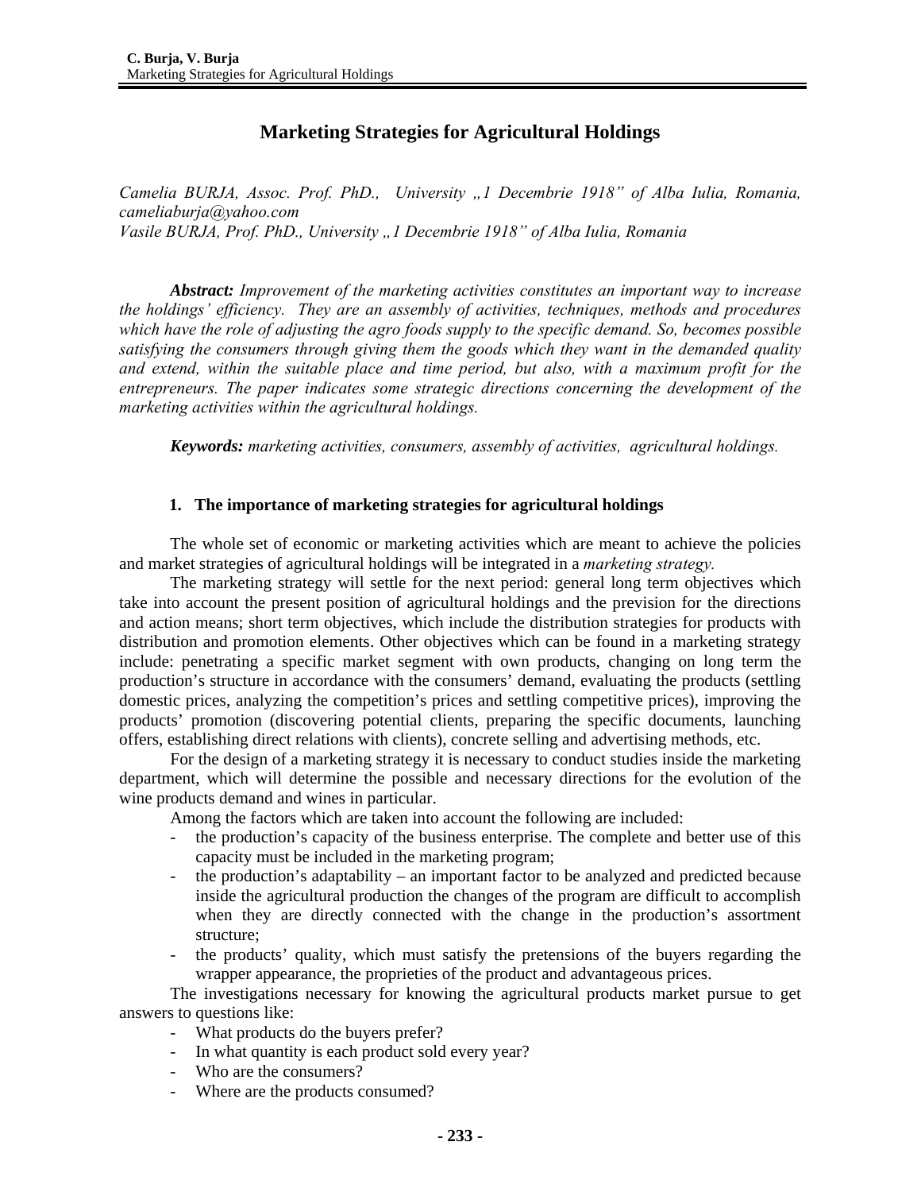# Marketing Strategies for Agricultural Holdings

*Camelia BURJA, Assoc. Prof. PhD., University „1 Decembrie 1918" of Alba Iulia, Romania, cameliaburja@yahoo.com*
*Vasile BURJA, Prof. PhD., University „1 Decembrie 1918" of Alba Iulia, Romania*

***Abstract:*** *Improvement of the marketing activities constitutes an important way to increase the holdings' efficiency. They are an assembly of activities, techniques, methods and procedures which have the role of adjusting the agro foods supply to the specific demand. So, becomes possible satisfying the consumers through giving them the goods which they want in the demanded quality and extend, within the suitable place and time period, but also, with a maximum profit for the entrepreneurs. The paper indicates some strategic directions concerning the development of the marketing activities within the agricultural holdings.*

***Keywords:*** *marketing activities, consumers, assembly of activities, agricultural holdings.*

## 1. The importance of marketing strategies for agricultural holdings

The whole set of economic or marketing activities which are meant to achieve the policies and market strategies of agricultural holdings will be integrated in a *marketing strategy.*

The marketing strategy will settle for the next period: general long term objectives which take into account the present position of agricultural holdings and the prevision for the directions and action means; short term objectives, which include the distribution strategies for products with distribution and promotion elements. Other objectives which can be found in a marketing strategy include: penetrating a specific market segment with own products, changing on long term the production's structure in accordance with the consumers' demand, evaluating the products (settling domestic prices, analyzing the competition's prices and settling competitive prices), improving the products' promotion (discovering potential clients, preparing the specific documents, launching offers, establishing direct relations with clients), concrete selling and advertising methods, etc.

For the design of a marketing strategy it is necessary to conduct studies inside the marketing department, which will determine the possible and necessary directions for the evolution of the wine products demand and wines in particular.

Among the factors which are taken into account the following are included:

- the production's capacity of the business enterprise. The complete and better use of this capacity must be included in the marketing program;
- the production's adaptability – an important factor to be analyzed and predicted because inside the agricultural production the changes of the program are difficult to accomplish when they are directly connected with the change in the production's assortment structure;
- the products' quality, which must satisfy the pretensions of the buyers regarding the wrapper appearance, the proprieties of the product and advantageous prices.

The investigations necessary for knowing the agricultural products market pursue to get answers to questions like:

- What products do the buyers prefer?
- In what quantity is each product sold every year?
- Who are the consumers?
- Where are the products consumed?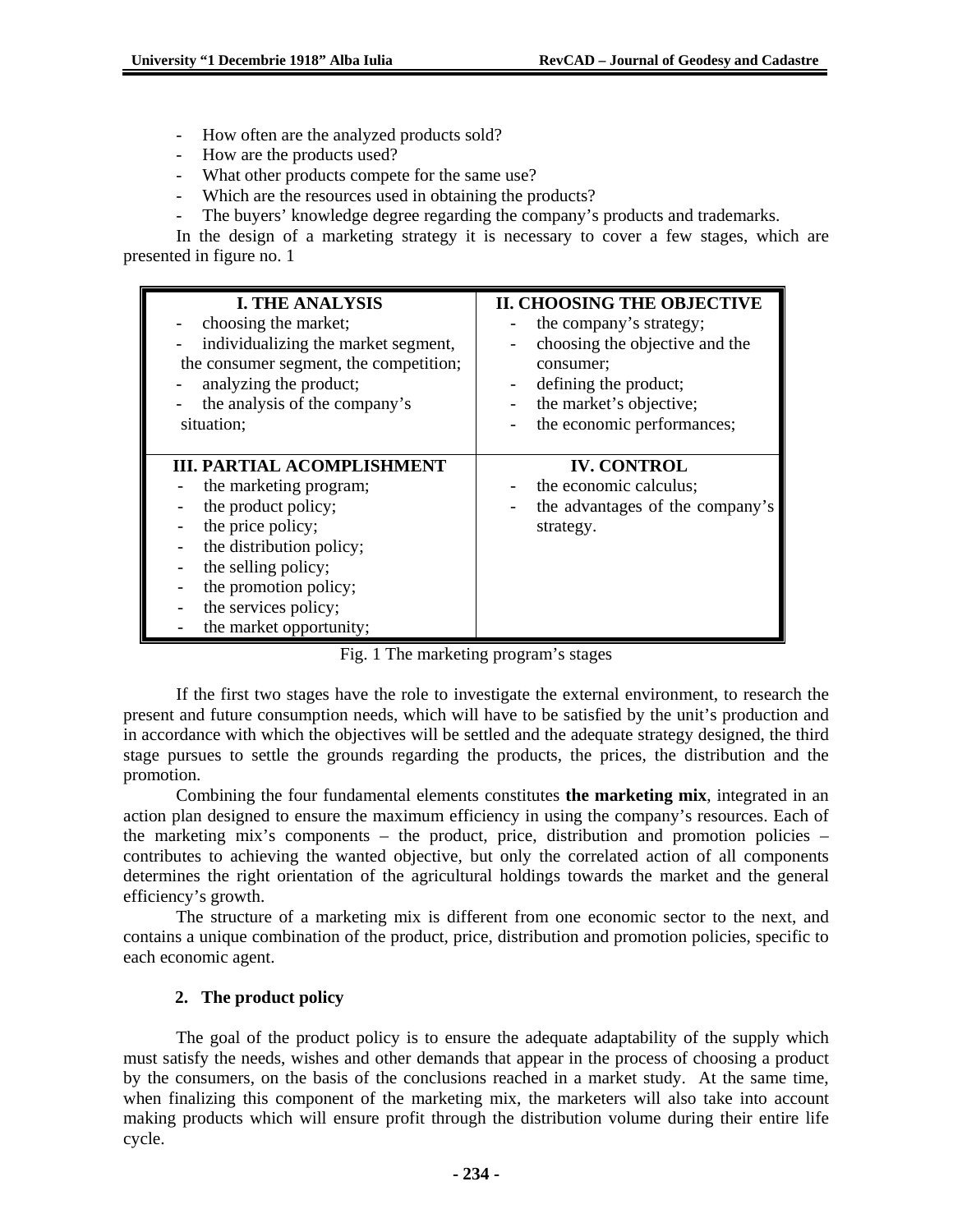- How often are the analyzed products sold?
- How are the products used?
- What other products compete for the same use?
- Which are the resources used in obtaining the products?
- The buyers' knowledge degree regarding the company's products and trademarks.

In the design of a marketing strategy it is necessary to cover a few stages, which are presented in figure no. 1

| **I. THE ANALYSIS** | **II. CHOOSING THE OBJECTIVE** |
|---|---|
| - choosing the market;<br>- individualizing the market segment, the consumer segment, the competition;<br>- analyzing the product;<br>- the analysis of the company's situation; | - the company's strategy;<br>- choosing the objective and the consumer;<br>- defining the product;<br>- the market's objective;<br>- the economic performances; |
| **III. PARTIAL ACOMPLISHMENT** | **IV. CONTROL** |
| - the marketing program;<br>- the product policy;<br>- the price policy;<br>- the distribution policy;<br>- the selling policy;<br>- the promotion policy;<br>- the services policy;<br>- the market opportunity; | - the economic calculus;<br>- the advantages of the company's strategy. |

Fig. 1 The marketing program's stages

If the first two stages have the role to investigate the external environment, to research the present and future consumption needs, which will have to be satisfied by the unit's production and in accordance with which the objectives will be settled and the adequate strategy designed, the third stage pursues to settle the grounds regarding the products, the prices, the distribution and the promotion.

Combining the four fundamental elements constitutes **the marketing mix**, integrated in an action plan designed to ensure the maximum efficiency in using the company's resources. Each of the marketing mix's components – the product, price, distribution and promotion policies – contributes to achieving the wanted objective, but only the correlated action of all components determines the right orientation of the agricultural holdings towards the market and the general efficiency's growth.

The structure of a marketing mix is different from one economic sector to the next, and contains a unique combination of the product, price, distribution and promotion policies, specific to each economic agent.

## 2. The product policy

The goal of the product policy is to ensure the adequate adaptability of the supply which must satisfy the needs, wishes and other demands that appear in the process of choosing a product by the consumers, on the basis of the conclusions reached in a market study. At the same time, when finalizing this component of the marketing mix, the marketers will also take into account making products which will ensure profit through the distribution volume during their entire life cycle.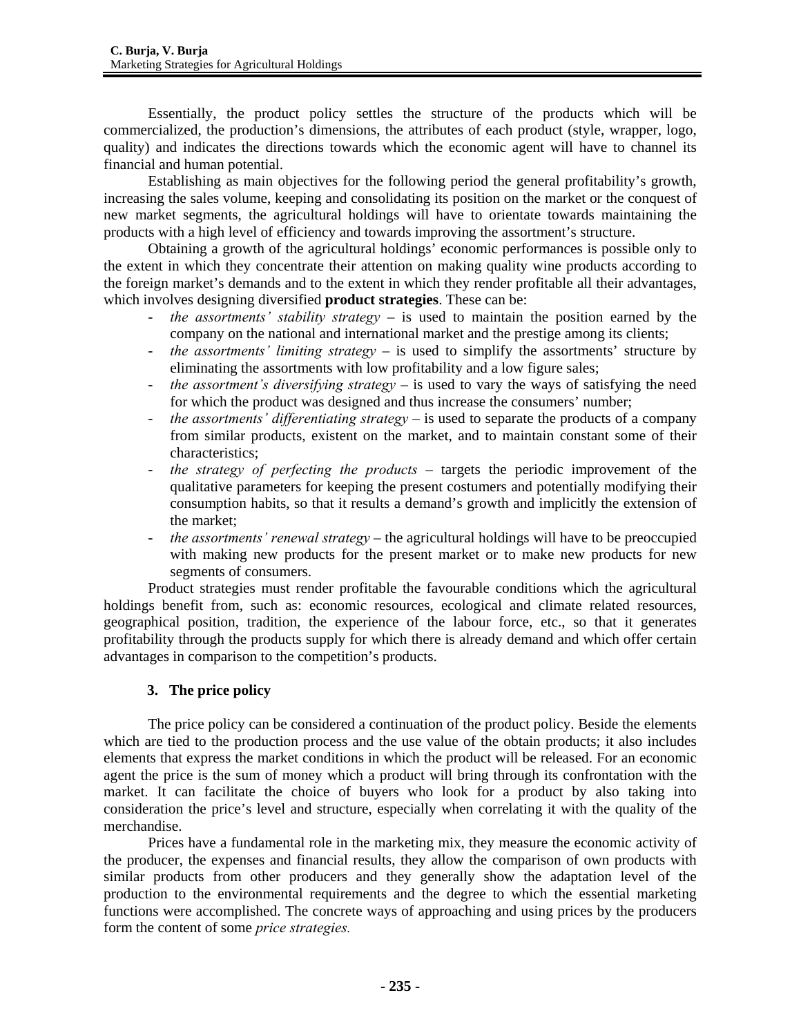Essentially, the product policy settles the structure of the products which will be commercialized, the production's dimensions, the attributes of each product (style, wrapper, logo, quality) and indicates the directions towards which the economic agent will have to channel its financial and human potential.

Establishing as main objectives for the following period the general profitability's growth, increasing the sales volume, keeping and consolidating its position on the market or the conquest of new market segments, the agricultural holdings will have to orientate towards maintaining the products with a high level of efficiency and towards improving the assortment's structure.

Obtaining a growth of the agricultural holdings' economic performances is possible only to the extent in which they concentrate their attention on making quality wine products according to the foreign market's demands and to the extent in which they render profitable all their advantages, which involves designing diversified **product strategies**. These can be:

- *the assortments' stability strategy* – is used to maintain the position earned by the company on the national and international market and the prestige among its clients;
- *the assortments' limiting strategy* – is used to simplify the assortments' structure by eliminating the assortments with low profitability and a low figure sales;
- *the assortment's diversifying strategy* – is used to vary the ways of satisfying the need for which the product was designed and thus increase the consumers' number;
- *the assortments' differentiating strategy* – is used to separate the products of a company from similar products, existent on the market, and to maintain constant some of their characteristics;
- *the strategy of perfecting the products* – targets the periodic improvement of the qualitative parameters for keeping the present costumers and potentially modifying their consumption habits, so that it results a demand's growth and implicitly the extension of the market;
- *the assortments' renewal strategy* – the agricultural holdings will have to be preoccupied with making new products for the present market or to make new products for new segments of consumers.

Product strategies must render profitable the favourable conditions which the agricultural holdings benefit from, such as: economic resources, ecological and climate related resources, geographical position, tradition, the experience of the labour force, etc., so that it generates profitability through the products supply for which there is already demand and which offer certain advantages in comparison to the competition's products.

## 3. The price policy

The price policy can be considered a continuation of the product policy. Beside the elements which are tied to the production process and the use value of the obtain products; it also includes elements that express the market conditions in which the product will be released. For an economic agent the price is the sum of money which a product will bring through its confrontation with the market. It can facilitate the choice of buyers who look for a product by also taking into consideration the price's level and structure, especially when correlating it with the quality of the merchandise.

Prices have a fundamental role in the marketing mix, they measure the economic activity of the producer, the expenses and financial results, they allow the comparison of own products with similar products from other producers and they generally show the adaptation level of the production to the environmental requirements and the degree to which the essential marketing functions were accomplished. The concrete ways of approaching and using prices by the producers form the content of some *price strategies.*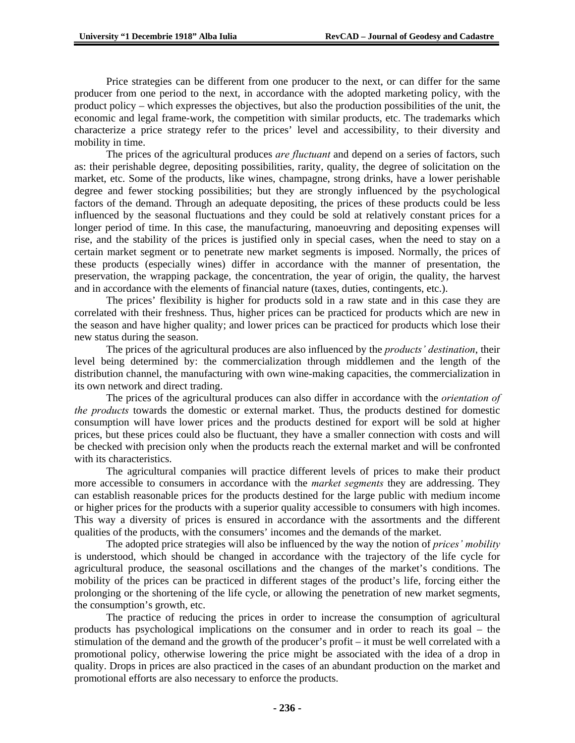Price strategies can be different from one producer to the next, or can differ for the same producer from one period to the next, in accordance with the adopted marketing policy, with the product policy – which expresses the objectives, but also the production possibilities of the unit, the economic and legal frame-work, the competition with similar products, etc. The trademarks which characterize a price strategy refer to the prices' level and accessibility, to their diversity and mobility in time.

The prices of the agricultural produces *are fluctuant* and depend on a series of factors, such as: their perishable degree, depositing possibilities, rarity, quality, the degree of solicitation on the market, etc. Some of the products, like wines, champagne, strong drinks, have a lower perishable degree and fewer stocking possibilities; but they are strongly influenced by the psychological factors of the demand. Through an adequate depositing, the prices of these products could be less influenced by the seasonal fluctuations and they could be sold at relatively constant prices for a longer period of time. In this case, the manufacturing, manoeuvring and depositing expenses will rise, and the stability of the prices is justified only in special cases, when the need to stay on a certain market segment or to penetrate new market segments is imposed. Normally, the prices of these products (especially wines) differ in accordance with the manner of presentation, the preservation, the wrapping package, the concentration, the year of origin, the quality, the harvest and in accordance with the elements of financial nature (taxes, duties, contingents, etc.).

The prices' flexibility is higher for products sold in a raw state and in this case they are correlated with their freshness. Thus, higher prices can be practiced for products which are new in the season and have higher quality; and lower prices can be practiced for products which lose their new status during the season.

The prices of the agricultural produces are also influenced by the *products' destination*, their level being determined by: the commercialization through middlemen and the length of the distribution channel, the manufacturing with own wine-making capacities, the commercialization in its own network and direct trading.

The prices of the agricultural produces can also differ in accordance with the *orientation of the products* towards the domestic or external market. Thus, the products destined for domestic consumption will have lower prices and the products destined for export will be sold at higher prices, but these prices could also be fluctuant, they have a smaller connection with costs and will be checked with precision only when the products reach the external market and will be confronted with its characteristics.

The agricultural companies will practice different levels of prices to make their product more accessible to consumers in accordance with the *market segments* they are addressing. They can establish reasonable prices for the products destined for the large public with medium income or higher prices for the products with a superior quality accessible to consumers with high incomes. This way a diversity of prices is ensured in accordance with the assortments and the different qualities of the products, with the consumers' incomes and the demands of the market.

The adopted price strategies will also be influenced by the way the notion of *prices' mobility* is understood, which should be changed in accordance with the trajectory of the life cycle for agricultural produce, the seasonal oscillations and the changes of the market's conditions. The mobility of the prices can be practiced in different stages of the product's life, forcing either the prolonging or the shortening of the life cycle, or allowing the penetration of new market segments, the consumption's growth, etc.

The practice of reducing the prices in order to increase the consumption of agricultural products has psychological implications on the consumer and in order to reach its goal – the stimulation of the demand and the growth of the producer's profit – it must be well correlated with a promotional policy, otherwise lowering the price might be associated with the idea of a drop in quality. Drops in prices are also practiced in the cases of an abundant production on the market and promotional efforts are also necessary to enforce the products.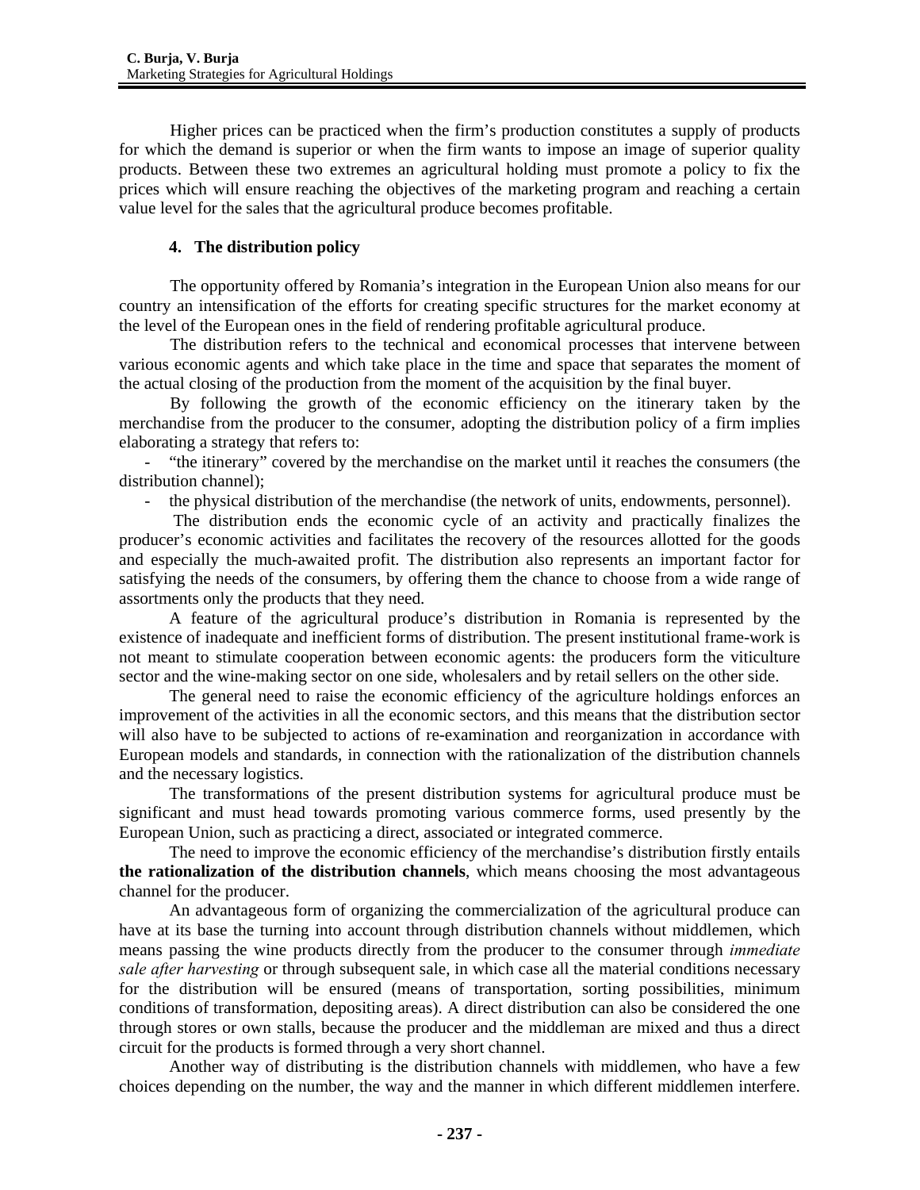Higher prices can be practiced when the firm's production constitutes a supply of products for which the demand is superior or when the firm wants to impose an image of superior quality products. Between these two extremes an agricultural holding must promote a policy to fix the prices which will ensure reaching the objectives of the marketing program and reaching a certain value level for the sales that the agricultural produce becomes profitable.

## 4. The distribution policy

The opportunity offered by Romania's integration in the European Union also means for our country an intensification of the efforts for creating specific structures for the market economy at the level of the European ones in the field of rendering profitable agricultural produce.

The distribution refers to the technical and economical processes that intervene between various economic agents and which take place in the time and space that separates the moment of the actual closing of the production from the moment of the acquisition by the final buyer.

By following the growth of the economic efficiency on the itinerary taken by the merchandise from the producer to the consumer, adopting the distribution policy of a firm implies elaborating a strategy that refers to:

- "the itinerary" covered by the merchandise on the market until it reaches the consumers (the distribution channel);
- the physical distribution of the merchandise (the network of units, endowments, personnel).

The distribution ends the economic cycle of an activity and practically finalizes the producer's economic activities and facilitates the recovery of the resources allotted for the goods and especially the much-awaited profit. The distribution also represents an important factor for satisfying the needs of the consumers, by offering them the chance to choose from a wide range of assortments only the products that they need.

A feature of the agricultural produce's distribution in Romania is represented by the existence of inadequate and inefficient forms of distribution. The present institutional frame-work is not meant to stimulate cooperation between economic agents: the producers form the viticulture sector and the wine-making sector on one side, wholesalers and by retail sellers on the other side.

The general need to raise the economic efficiency of the agriculture holdings enforces an improvement of the activities in all the economic sectors, and this means that the distribution sector will also have to be subjected to actions of re-examination and reorganization in accordance with European models and standards, in connection with the rationalization of the distribution channels and the necessary logistics.

The transformations of the present distribution systems for agricultural produce must be significant and must head towards promoting various commerce forms, used presently by the European Union, such as practicing a direct, associated or integrated commerce.

The need to improve the economic efficiency of the merchandise's distribution firstly entails **the rationalization of the distribution channels**, which means choosing the most advantageous channel for the producer.

An advantageous form of organizing the commercialization of the agricultural produce can have at its base the turning into account through distribution channels without middlemen, which means passing the wine products directly from the producer to the consumer through *immediate sale after harvesting* or through subsequent sale, in which case all the material conditions necessary for the distribution will be ensured (means of transportation, sorting possibilities, minimum conditions of transformation, depositing areas). A direct distribution can also be considered the one through stores or own stalls, because the producer and the middleman are mixed and thus a direct circuit for the products is formed through a very short channel.

Another way of distributing is the distribution channels with middlemen, who have a few choices depending on the number, the way and the manner in which different middlemen interfere.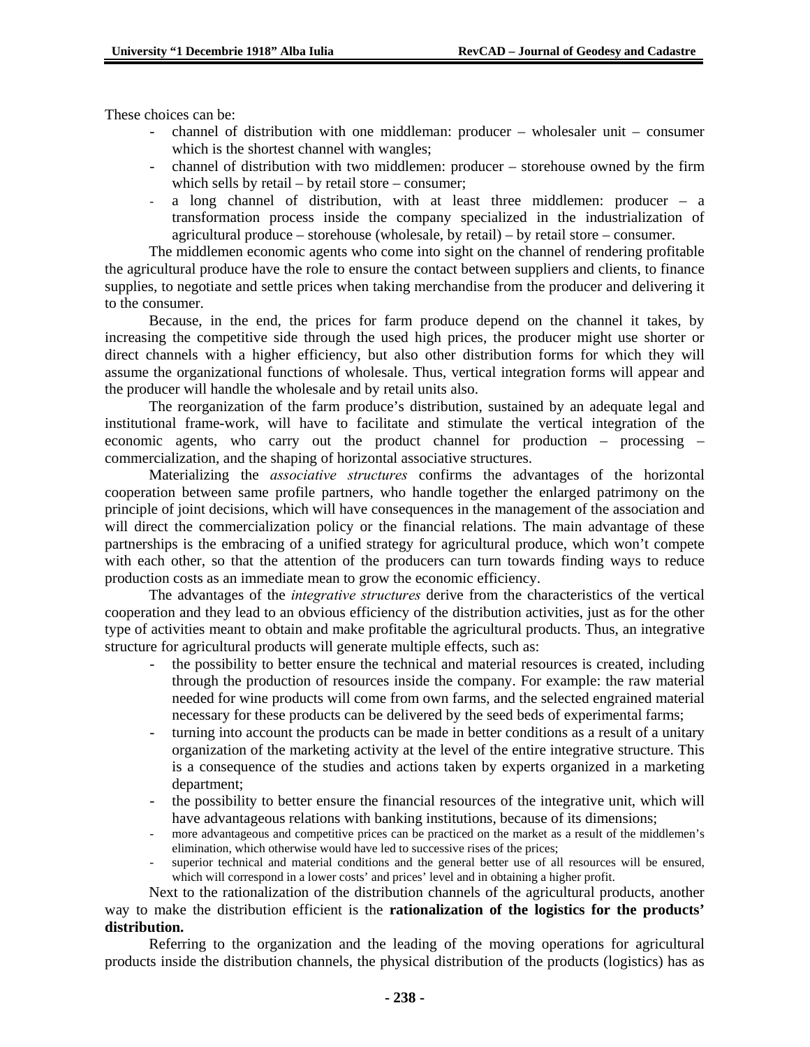These choices can be:

- channel of distribution with one middleman: producer – wholesaler unit – consumer which is the shortest channel with wangles;
- channel of distribution with two middlemen: producer – storehouse owned by the firm which sells by retail – by retail store – consumer;
- a long channel of distribution, with at least three middlemen: producer – a transformation process inside the company specialized in the industrialization of agricultural produce – storehouse (wholesale, by retail) – by retail store – consumer.

The middlemen economic agents who come into sight on the channel of rendering profitable the agricultural produce have the role to ensure the contact between suppliers and clients, to finance supplies, to negotiate and settle prices when taking merchandise from the producer and delivering it to the consumer.

Because, in the end, the prices for farm produce depend on the channel it takes, by increasing the competitive side through the used high prices, the producer might use shorter or direct channels with a higher efficiency, but also other distribution forms for which they will assume the organizational functions of wholesale. Thus, vertical integration forms will appear and the producer will handle the wholesale and by retail units also.

The reorganization of the farm produce's distribution, sustained by an adequate legal and institutional frame-work, will have to facilitate and stimulate the vertical integration of the economic agents, who carry out the product channel for production – processing – commercialization, and the shaping of horizontal associative structures.

Materializing the *associative structures* confirms the advantages of the horizontal cooperation between same profile partners, who handle together the enlarged patrimony on the principle of joint decisions, which will have consequences in the management of the association and will direct the commercialization policy or the financial relations. The main advantage of these partnerships is the embracing of a unified strategy for agricultural produce, which won't compete with each other, so that the attention of the producers can turn towards finding ways to reduce production costs as an immediate mean to grow the economic efficiency.

The advantages of the *integrative structures* derive from the characteristics of the vertical cooperation and they lead to an obvious efficiency of the distribution activities, just as for the other type of activities meant to obtain and make profitable the agricultural products. Thus, an integrative structure for agricultural products will generate multiple effects, such as:

- the possibility to better ensure the technical and material resources is created, including through the production of resources inside the company. For example: the raw material needed for wine products will come from own farms, and the selected engrained material necessary for these products can be delivered by the seed beds of experimental farms;
- turning into account the products can be made in better conditions as a result of a unitary organization of the marketing activity at the level of the entire integrative structure. This is a consequence of the studies and actions taken by experts organized in a marketing department;
- the possibility to better ensure the financial resources of the integrative unit, which will have advantageous relations with banking institutions, because of its dimensions;
- more advantageous and competitive prices can be practiced on the market as a result of the middlemen's elimination, which otherwise would have led to successive rises of the prices;
- superior technical and material conditions and the general better use of all resources will be ensured, which will correspond in a lower costs' and prices' level and in obtaining a higher profit.

Next to the rationalization of the distribution channels of the agricultural products, another way to make the distribution efficient is the **rationalization of the logistics for the products' distribution.**

Referring to the organization and the leading of the moving operations for agricultural products inside the distribution channels, the physical distribution of the products (logistics) has as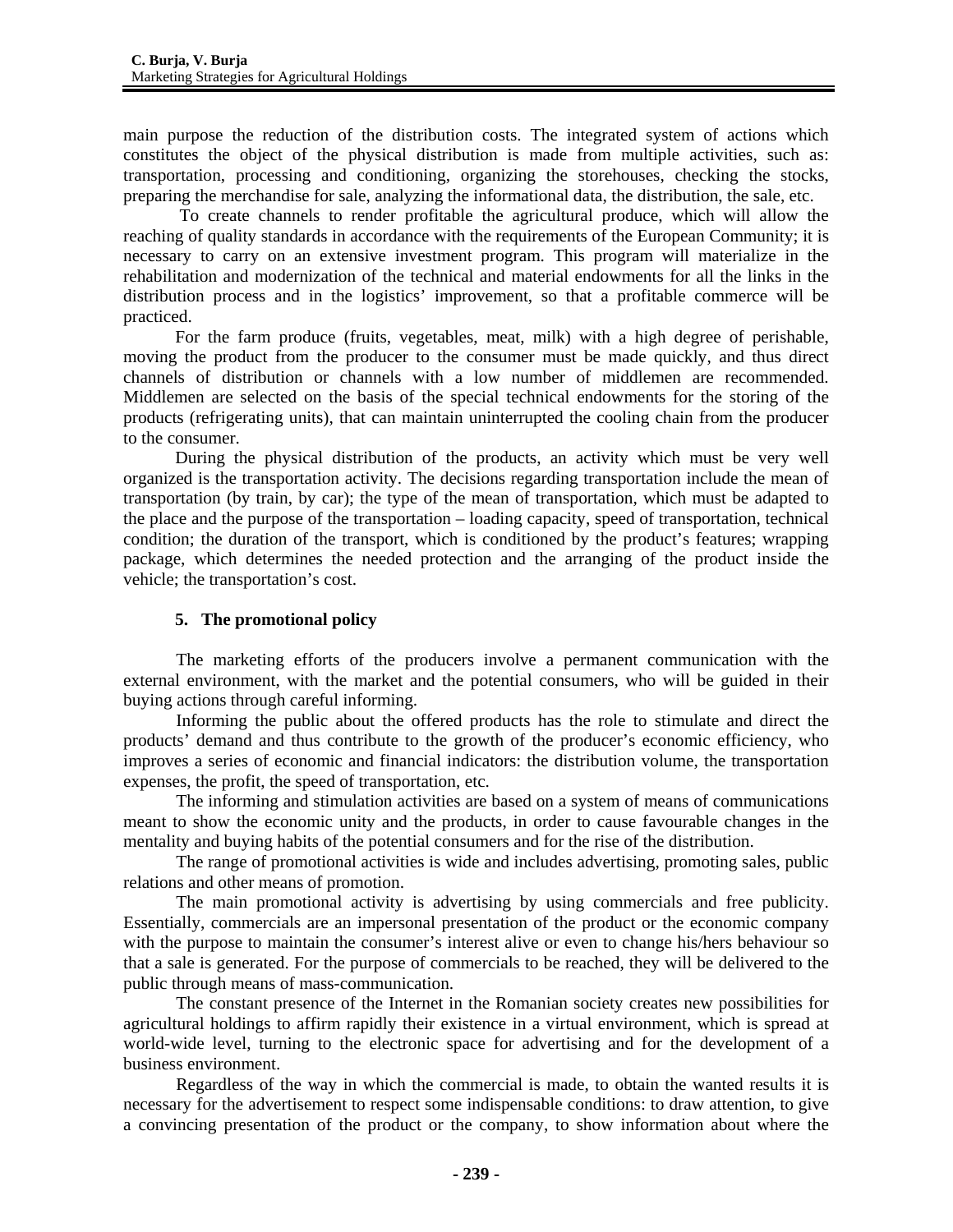main purpose the reduction of the distribution costs. The integrated system of actions which constitutes the object of the physical distribution is made from multiple activities, such as: transportation, processing and conditioning, organizing the storehouses, checking the stocks, preparing the merchandise for sale, analyzing the informational data, the distribution, the sale, etc.

To create channels to render profitable the agricultural produce, which will allow the reaching of quality standards in accordance with the requirements of the European Community; it is necessary to carry on an extensive investment program. This program will materialize in the rehabilitation and modernization of the technical and material endowments for all the links in the distribution process and in the logistics' improvement, so that a profitable commerce will be practiced.

For the farm produce (fruits, vegetables, meat, milk) with a high degree of perishable, moving the product from the producer to the consumer must be made quickly, and thus direct channels of distribution or channels with a low number of middlemen are recommended. Middlemen are selected on the basis of the special technical endowments for the storing of the products (refrigerating units), that can maintain uninterrupted the cooling chain from the producer to the consumer.

During the physical distribution of the products, an activity which must be very well organized is the transportation activity. The decisions regarding transportation include the mean of transportation (by train, by car); the type of the mean of transportation, which must be adapted to the place and the purpose of the transportation – loading capacity, speed of transportation, technical condition; the duration of the transport, which is conditioned by the product's features; wrapping package, which determines the needed protection and the arranging of the product inside the vehicle; the transportation's cost.

## 5. The promotional policy

The marketing efforts of the producers involve a permanent communication with the external environment, with the market and the potential consumers, who will be guided in their buying actions through careful informing.

Informing the public about the offered products has the role to stimulate and direct the products' demand and thus contribute to the growth of the producer's economic efficiency, who improves a series of economic and financial indicators: the distribution volume, the transportation expenses, the profit, the speed of transportation, etc.

The informing and stimulation activities are based on a system of means of communications meant to show the economic unity and the products, in order to cause favourable changes in the mentality and buying habits of the potential consumers and for the rise of the distribution.

The range of promotional activities is wide and includes advertising, promoting sales, public relations and other means of promotion.

The main promotional activity is advertising by using commercials and free publicity. Essentially, commercials are an impersonal presentation of the product or the economic company with the purpose to maintain the consumer's interest alive or even to change his/hers behaviour so that a sale is generated. For the purpose of commercials to be reached, they will be delivered to the public through means of mass-communication.

The constant presence of the Internet in the Romanian society creates new possibilities for agricultural holdings to affirm rapidly their existence in a virtual environment, which is spread at world-wide level, turning to the electronic space for advertising and for the development of a business environment.

Regardless of the way in which the commercial is made, to obtain the wanted results it is necessary for the advertisement to respect some indispensable conditions: to draw attention, to give a convincing presentation of the product or the company, to show information about where the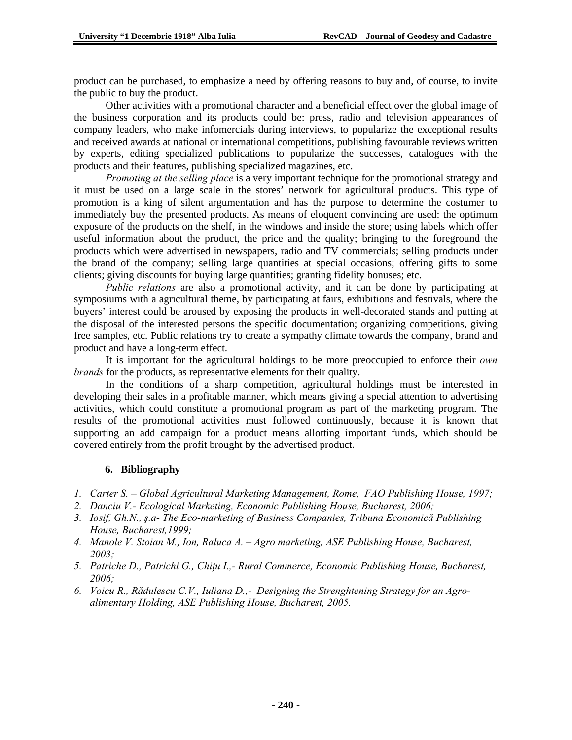product can be purchased, to emphasize a need by offering reasons to buy and, of course, to invite the public to buy the product.

Other activities with a promotional character and a beneficial effect over the global image of the business corporation and its products could be: press, radio and television appearances of company leaders, who make infomercials during interviews, to popularize the exceptional results and received awards at national or international competitions, publishing favourable reviews written by experts, editing specialized publications to popularize the successes, catalogues with the products and their features, publishing specialized magazines, etc.

*Promoting at the selling place* is a very important technique for the promotional strategy and it must be used on a large scale in the stores' network for agricultural products. This type of promotion is a king of silent argumentation and has the purpose to determine the costumer to immediately buy the presented products. As means of eloquent convincing are used: the optimum exposure of the products on the shelf, in the windows and inside the store; using labels which offer useful information about the product, the price and the quality; bringing to the foreground the products which were advertised in newspapers, radio and TV commercials; selling products under the brand of the company; selling large quantities at special occasions; offering gifts to some clients; giving discounts for buying large quantities; granting fidelity bonuses; etc.

*Public relations* are also a promotional activity, and it can be done by participating at symposiums with a agricultural theme, by participating at fairs, exhibitions and festivals, where the buyers' interest could be aroused by exposing the products in well-decorated stands and putting at the disposal of the interested persons the specific documentation; organizing competitions, giving free samples, etc. Public relations try to create a sympathy climate towards the company, brand and product and have a long-term effect.

It is important for the agricultural holdings to be more preoccupied to enforce their *own brands* for the products, as representative elements for their quality.

In the conditions of a sharp competition, agricultural holdings must be interested in developing their sales in a profitable manner, which means giving a special attention to advertising activities, which could constitute a promotional program as part of the marketing program. The results of the promotional activities must followed continuously, because it is known that supporting an add campaign for a product means allotting important funds, which should be covered entirely from the profit brought by the advertised product.

## 6. Bibliography

1. *Carter S. – Global Agricultural Marketing Management, Rome, FAO Publishing House, 1997;*
2. *Danciu V.- Ecological Marketing, Economic Publishing House, Bucharest, 2006;*
3. *Iosif, Gh.N., ş.a- The Eco-marketing of Business Companies, Tribuna Economică Publishing House, Bucharest,1999;*
4. *Manole V. Stoian M., Ion, Raluca A. – Agro marketing, ASE Publishing House, Bucharest, 2003;*
5. *Patriche D., Patrichi G., Chiţu I.,- Rural Commerce, Economic Publishing House, Bucharest, 2006;*
6. *Voicu R., Rădulescu C.V., Iuliana D.,- Designing the Strenghtening Strategy for an Agro-alimentary Holding, ASE Publishing House, Bucharest, 2005.*